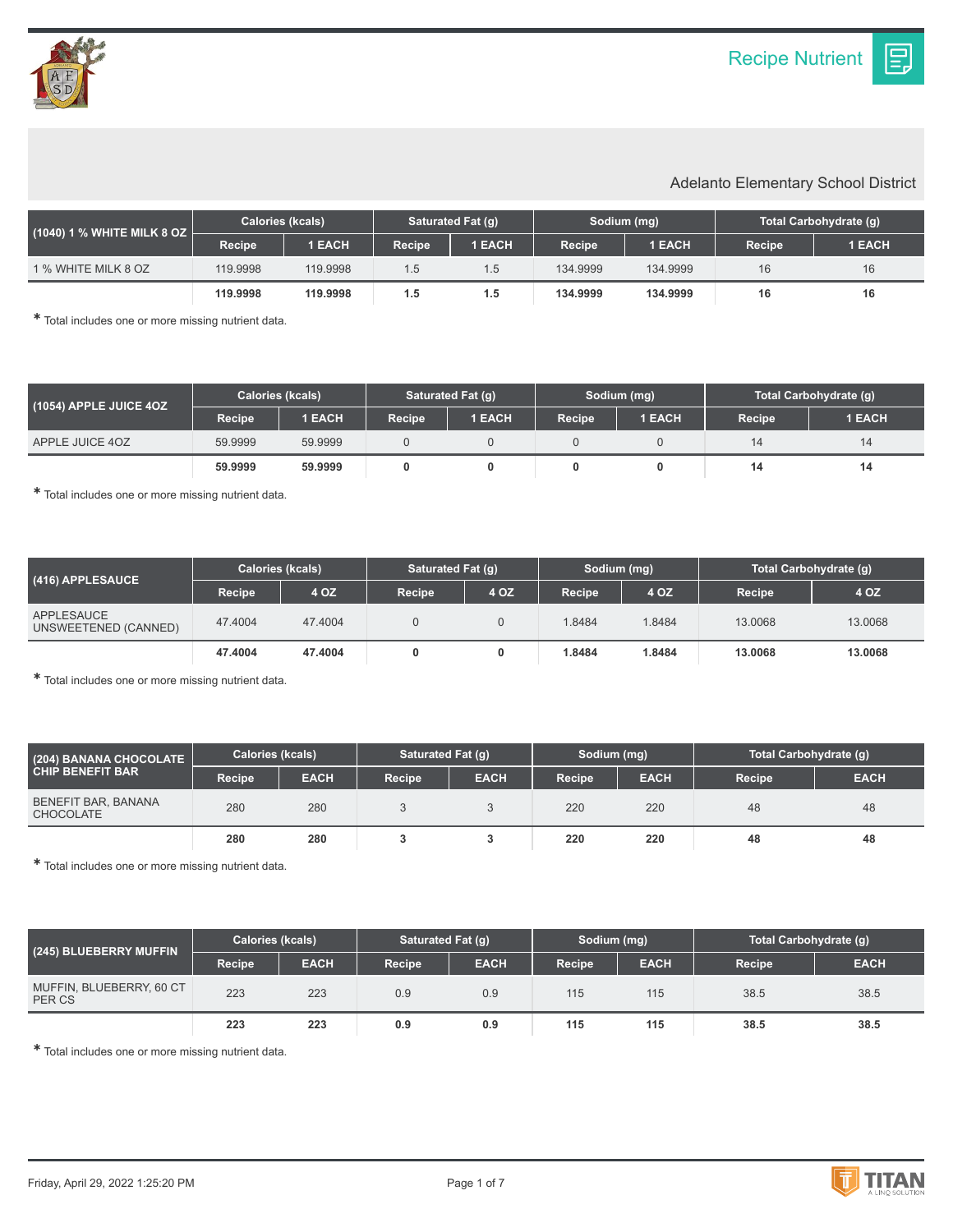# Recipe Nutrient

Adelanto Elementary School District

| (1040) 1 % WHITE MILK 8 OZ | Calories (kcals) | | Saturated Fat (g) | | Sodium (mg) | | Total Carbohydrate (g) | |
|---|---|---|---|---|---|---|---|---|
| | Recipe | 1 EACH | Recipe | 1 EACH | Recipe | 1 EACH | Recipe | 1 EACH |
| 1 % WHITE MILK 8 OZ | 119.9998 | 119.9998 | 1.5 | 1.5 | 134.9999 | 134.9999 | 16 | 16 |
| | **119.9998** | **119.9998** | **1.5** | **1.5** | **134.9999** | **134.9999** | **16** | **16** |

* Total includes one or more missing nutrient data.

| (1054) APPLE JUICE 4OZ | Calories (kcals) | | Saturated Fat (g) | | Sodium (mg) | | Total Carbohydrate (g) | |
|---|---|---|---|---|---|---|---|---|
| | Recipe | 1 EACH | Recipe | 1 EACH | Recipe | 1 EACH | Recipe | 1 EACH |
| APPLE JUICE 4OZ | 59.9999 | 59.9999 | 0 | 0 | 0 | 0 | 14 | 14 |
| | **59.9999** | **59.9999** | **0** | **0** | **0** | **0** | **14** | **14** |

* Total includes one or more missing nutrient data.

| (416) APPLESAUCE | Calories (kcals) | | Saturated Fat (g) | | Sodium (mg) | | Total Carbohydrate (g) | |
|---|---|---|---|---|---|---|---|---|
| | Recipe | 4 OZ | Recipe | 4 OZ | Recipe | 4 OZ | Recipe | 4 OZ |
| APPLESAUCE UNSWEETENED (CANNED) | 47.4004 | 47.4004 | 0 | 0 | 1.8484 | 1.8484 | 13.0068 | 13.0068 |
| | **47.4004** | **47.4004** | **0** | **0** | **1.8484** | **1.8484** | **13.0068** | **13.0068** |

* Total includes one or more missing nutrient data.

| (204) BANANA CHOCOLATE CHIP BENEFIT BAR | Calories (kcals) | | Saturated Fat (g) | | Sodium (mg) | | Total Carbohydrate (g) | |
|---|---|---|---|---|---|---|---|---|
| | Recipe | EACH | Recipe | EACH | Recipe | EACH | Recipe | EACH |
| BENEFIT BAR, BANANA CHOCOLATE | 280 | 280 | 3 | 3 | 220 | 220 | 48 | 48 |
| | **280** | **280** | **3** | **3** | **220** | **220** | **48** | **48** |

* Total includes one or more missing nutrient data.

| (245) BLUEBERRY MUFFIN | Calories (kcals) | | Saturated Fat (g) | | Sodium (mg) | | Total Carbohydrate (g) | |
|---|---|---|---|---|---|---|---|---|
| | Recipe | EACH | Recipe | EACH | Recipe | EACH | Recipe | EACH |
| MUFFIN, BLUEBERRY, 60 CT PER CS | 223 | 223 | 0.9 | 0.9 | 115 | 115 | 38.5 | 38.5 |
| | **223** | **223** | **0.9** | **0.9** | **115** | **115** | **38.5** | **38.5** |

* Total includes one or more missing nutrient data.

Friday, April 29, 2022 1:25:20 PM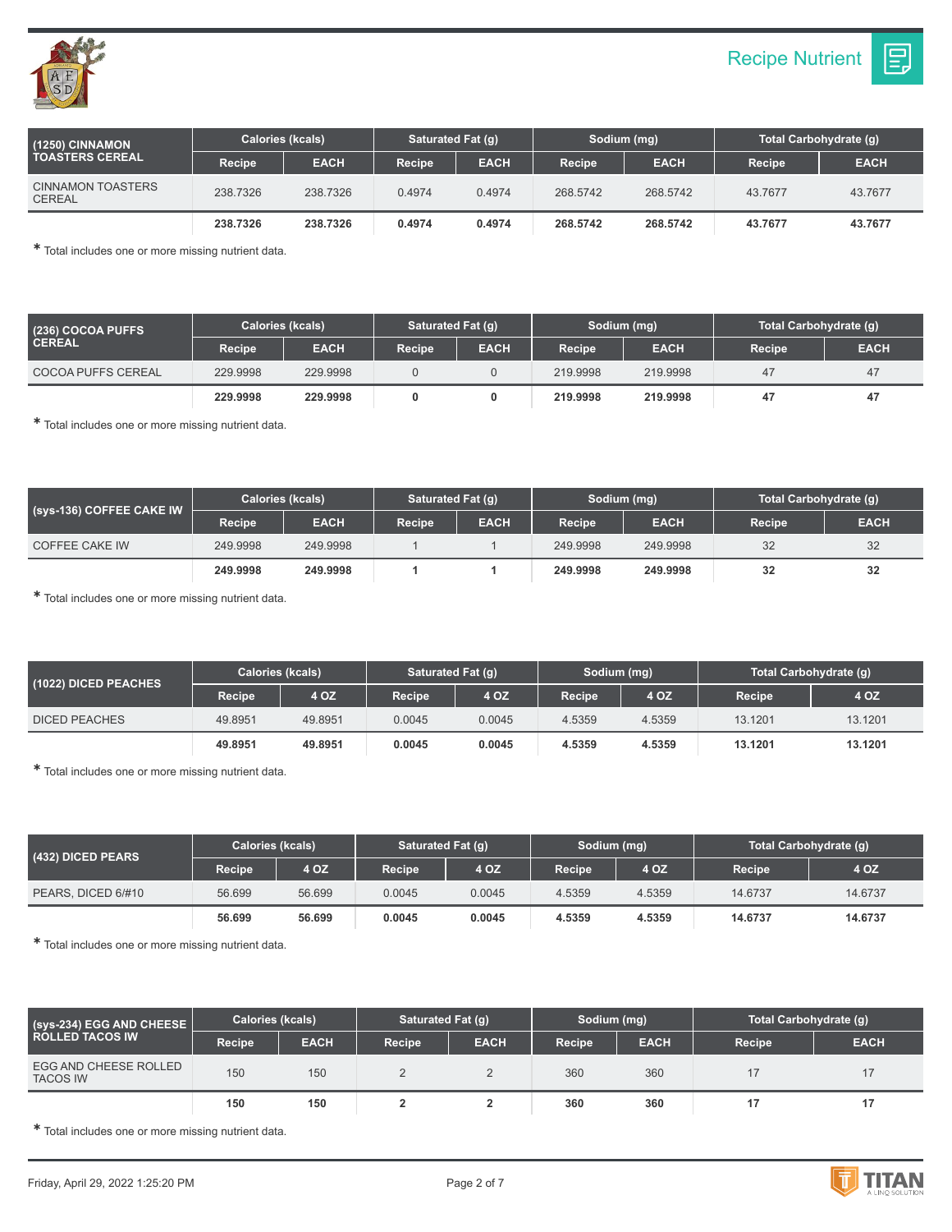## Recipe Nutrient

| (1250) CINNAMON TOASTERS CEREAL | Calories (kcals) | | Saturated Fat (g) | | Sodium (mg) | | Total Carbohydrate (g) | |
|---|---|---|---|---|---|---|---|---|
| | Recipe | EACH | Recipe | EACH | Recipe | EACH | Recipe | EACH |
| CINNAMON TOASTERS CEREAL | 238.7326 | 238.7326 | 0.4974 | 0.4974 | 268.5742 | 268.5742 | 43.7677 | 43.7677 |
| | **238.7326** | **238.7326** | **0.4974** | **0.4974** | **268.5742** | **268.5742** | **43.7677** | **43.7677** |

* Total includes one or more missing nutrient data.

| (236) COCOA PUFFS CEREAL | Calories (kcals) | | Saturated Fat (g) | | Sodium (mg) | | Total Carbohydrate (g) | |
|---|---|---|---|---|---|---|---|---|
| | Recipe | EACH | Recipe | EACH | Recipe | EACH | Recipe | EACH |
| COCOA PUFFS CEREAL | 229.9998 | 229.9998 | 0 | 0 | 219.9998 | 219.9998 | 47 | 47 |
| | **229.9998** | **229.9998** | **0** | **0** | **219.9998** | **219.9998** | **47** | **47** |

* Total includes one or more missing nutrient data.

| (sys-136) COFFEE CAKE IW | Calories (kcals) | | Saturated Fat (g) | | Sodium (mg) | | Total Carbohydrate (g) | |
|---|---|---|---|---|---|---|---|---|
| | Recipe | EACH | Recipe | EACH | Recipe | EACH | Recipe | EACH |
| COFFEE CAKE IW | 249.9998 | 249.9998 | 1 | 1 | 249.9998 | 249.9998 | 32 | 32 |
| | **249.9998** | **249.9998** | **1** | **1** | **249.9998** | **249.9998** | **32** | **32** |

* Total includes one or more missing nutrient data.

| (1022) DICED PEACHES | Calories (kcals) | | Saturated Fat (g) | | Sodium (mg) | | Total Carbohydrate (g) | |
|---|---|---|---|---|---|---|---|---|
| | Recipe | 4 OZ | Recipe | 4 OZ | Recipe | 4 OZ | Recipe | 4 OZ |
| DICED PEACHES | 49.8951 | 49.8951 | 0.0045 | 0.0045 | 4.5359 | 4.5359 | 13.1201 | 13.1201 |
| | **49.8951** | **49.8951** | **0.0045** | **0.0045** | **4.5359** | **4.5359** | **13.1201** | **13.1201** |

* Total includes one or more missing nutrient data.

| (432) DICED PEARS | Calories (kcals) | | Saturated Fat (g) | | Sodium (mg) | | Total Carbohydrate (g) | |
|---|---|---|---|---|---|---|---|---|
| | Recipe | 4 OZ | Recipe | 4 OZ | Recipe | 4 OZ | Recipe | 4 OZ |
| PEARS, DICED 6/#10 | 56.699 | 56.699 | 0.0045 | 0.0045 | 4.5359 | 4.5359 | 14.6737 | 14.6737 |
| | **56.699** | **56.699** | **0.0045** | **0.0045** | **4.5359** | **4.5359** | **14.6737** | **14.6737** |

* Total includes one or more missing nutrient data.

| (sys-234) EGG AND CHEESE ROLLED TACOS IW | Calories (kcals) | | Saturated Fat (g) | | Sodium (mg) | | Total Carbohydrate (g) | |
|---|---|---|---|---|---|---|---|---|
| | Recipe | EACH | Recipe | EACH | Recipe | EACH | Recipe | EACH |
| EGG AND CHEESE ROLLED TACOS IW | 150 | 150 | 2 | 2 | 360 | 360 | 17 | 17 |
| | **150** | **150** | **2** | **2** | **360** | **360** | **17** | **17** |

* Total includes one or more missing nutrient data.

Friday, April 29, 2022 1:25:20 PM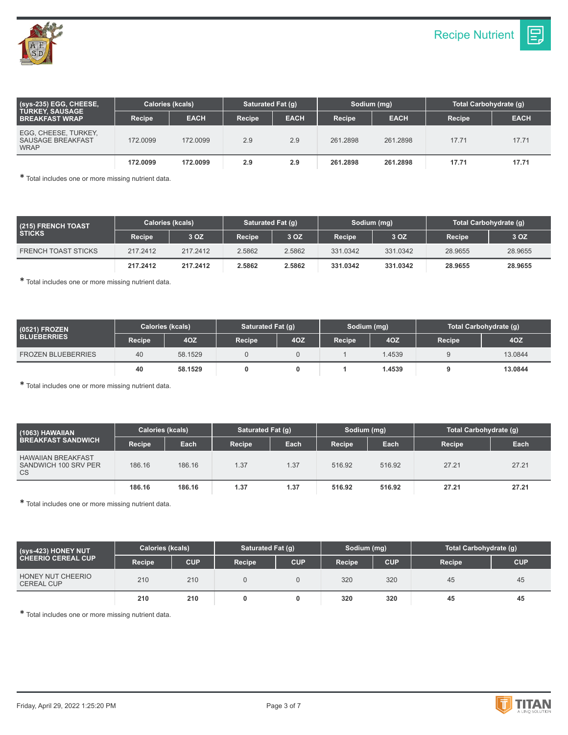## Recipe Nutrient

| (sys-235) EGG, CHEESE, TURKEY, SAUSAGE BREAKFAST WRAP | Calories (kcals) | | Saturated Fat (g) | | Sodium (mg) | | Total Carbohydrate (g) | |
|---|---|---|---|---|---|---|---|---|
| | Recipe | EACH | Recipe | EACH | Recipe | EACH | Recipe | EACH |
| EGG, CHEESE, TURKEY, SAUSAGE BREAKFAST WRAP | 172.0099 | 172.0099 | 2.9 | 2.9 | 261.2898 | 261.2898 | 17.71 | 17.71 |
| | **172.0099** | **172.0099** | **2.9** | **2.9** | **261.2898** | **261.2898** | **17.71** | **17.71** |

* Total includes one or more missing nutrient data.

| (215) FRENCH TOAST STICKS | Calories (kcals) | | Saturated Fat (g) | | Sodium (mg) | | Total Carbohydrate (g) | |
|---|---|---|---|---|---|---|---|---|
| | Recipe | 3 OZ | Recipe | 3 OZ | Recipe | 3 OZ | Recipe | 3 OZ |
| FRENCH TOAST STICKS | 217.2412 | 217.2412 | 2.5862 | 2.5862 | 331.0342 | 331.0342 | 28.9655 | 28.9655 |
| | **217.2412** | **217.2412** | **2.5862** | **2.5862** | **331.0342** | **331.0342** | **28.9655** | **28.9655** |

* Total includes one or more missing nutrient data.

| (0521) FROZEN BLUEBERRIES | Calories (kcals) | | Saturated Fat (g) | | Sodium (mg) | | Total Carbohydrate (g) | |
|---|---|---|---|---|---|---|---|---|
| | Recipe | 4OZ | Recipe | 4OZ | Recipe | 4OZ | Recipe | 4OZ |
| FROZEN BLUEBERRIES | 40 | 58.1529 | 0 | 0 | 1 | 1.4539 | 9 | 13.0844 |
| | **40** | **58.1529** | **0** | **0** | **1** | **1.4539** | **9** | **13.0844** |

* Total includes one or more missing nutrient data.

| (1063) HAWAIIAN BREAKFAST SANDWICH | Calories (kcals) | | Saturated Fat (g) | | Sodium (mg) | | Total Carbohydrate (g) | |
|---|---|---|---|---|---|---|---|---|
| | Recipe | Each | Recipe | Each | Recipe | Each | Recipe | Each |
| HAWAIIAN BREAKFAST SANDWICH 100 SRV PER CS | 186.16 | 186.16 | 1.37 | 1.37 | 516.92 | 516.92 | 27.21 | 27.21 |
| | **186.16** | **186.16** | **1.37** | **1.37** | **516.92** | **516.92** | **27.21** | **27.21** |

* Total includes one or more missing nutrient data.

| (sys-423) HONEY NUT CHEERIO CEREAL CUP | Calories (kcals) | | Saturated Fat (g) | | Sodium (mg) | | Total Carbohydrate (g) | |
|---|---|---|---|---|---|---|---|---|
| | Recipe | CUP | Recipe | CUP | Recipe | CUP | Recipe | CUP |
| HONEY NUT CHEERIO CEREAL CUP | 210 | 210 | 0 | 0 | 320 | 320 | 45 | 45 |
| | **210** | **210** | **0** | **0** | **320** | **320** | **45** | **45** |

* Total includes one or more missing nutrient data.

Friday, April 29, 2022 1:25:20 PM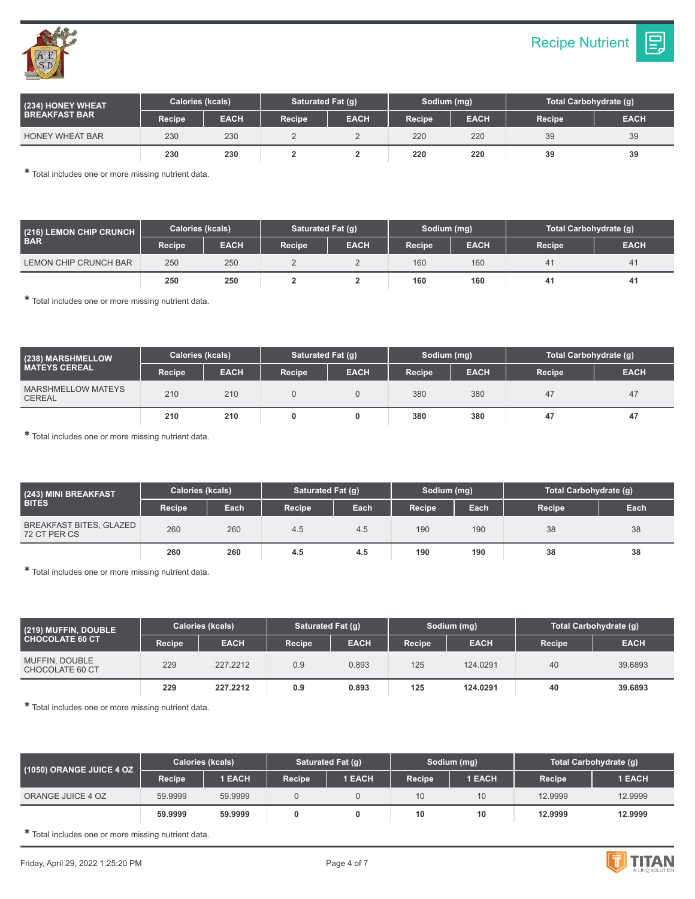## Recipe Nutrient

| (234) HONEY WHEAT BREAKFAST BAR | Calories (kcals) | | Saturated Fat (g) | | Sodium (mg) | | Total Carbohydrate (g) | |
|---|---|---|---|---|---|---|---|---|
| | Recipe | EACH | Recipe | EACH | Recipe | EACH | Recipe | EACH |
| HONEY WHEAT BAR | 230 | 230 | 2 | 2 | 220 | 220 | 39 | 39 |
| | **230** | **230** | **2** | **2** | **220** | **220** | **39** | **39** |

* Total includes one or more missing nutrient data.

| (216) LEMON CHIP CRUNCH BAR | Calories (kcals) | | Saturated Fat (g) | | Sodium (mg) | | Total Carbohydrate (g) | |
|---|---|---|---|---|---|---|---|---|
| | Recipe | EACH | Recipe | EACH | Recipe | EACH | Recipe | EACH |
| LEMON CHIP CRUNCH BAR | 250 | 250 | 2 | 2 | 160 | 160 | 41 | 41 |
| | **250** | **250** | **2** | **2** | **160** | **160** | **41** | **41** |

* Total includes one or more missing nutrient data.

| (238) MARSHMELLOW MATEYS CEREAL | Calories (kcals) | | Saturated Fat (g) | | Sodium (mg) | | Total Carbohydrate (g) | |
|---|---|---|---|---|---|---|---|---|
| | Recipe | EACH | Recipe | EACH | Recipe | EACH | Recipe | EACH |
| MARSHMELLOW MATEYS CEREAL | 210 | 210 | 0 | 0 | 380 | 380 | 47 | 47 |
| | **210** | **210** | **0** | **0** | **380** | **380** | **47** | **47** |

* Total includes one or more missing nutrient data.

| (243) MINI BREAKFAST BITES | Calories (kcals) | | Saturated Fat (g) | | Sodium (mg) | | Total Carbohydrate (g) | |
|---|---|---|---|---|---|---|---|---|
| | Recipe | Each | Recipe | Each | Recipe | Each | Recipe | Each |
| BREAKFAST BITES, GLAZED 72 CT PER CS | 260 | 260 | 4.5 | 4.5 | 190 | 190 | 38 | 38 |
| | **260** | **260** | **4.5** | **4.5** | **190** | **190** | **38** | **38** |

* Total includes one or more missing nutrient data.

| (219) MUFFIN, DOUBLE CHOCOLATE 60 CT | Calories (kcals) | | Saturated Fat (g) | | Sodium (mg) | | Total Carbohydrate (g) | |
|---|---|---|---|---|---|---|---|---|
| | Recipe | EACH | Recipe | EACH | Recipe | EACH | Recipe | EACH |
| MUFFIN, DOUBLE CHOCOLATE 60 CT | 229 | 227.2212 | 0.9 | 0.893 | 125 | 124.0291 | 40 | 39.6893 |
| | **229** | **227.2212** | **0.9** | **0.893** | **125** | **124.0291** | **40** | **39.6893** |

* Total includes one or more missing nutrient data.

| (1050) ORANGE JUICE 4 OZ | Calories (kcals) | | Saturated Fat (g) | | Sodium (mg) | | Total Carbohydrate (g) | |
|---|---|---|---|---|---|---|---|---|
| | Recipe | 1 EACH | Recipe | 1 EACH | Recipe | 1 EACH | Recipe | 1 EACH |
| ORANGE JUICE 4 OZ | 59.9999 | 59.9999 | 0 | 0 | 10 | 10 | 12.9999 | 12.9999 |
| | **59.9999** | **59.9999** | **0** | **0** | **10** | **10** | **12.9999** | **12.9999** |

* Total includes one or more missing nutrient data.

Friday, April 29, 2022 1:25:20 PM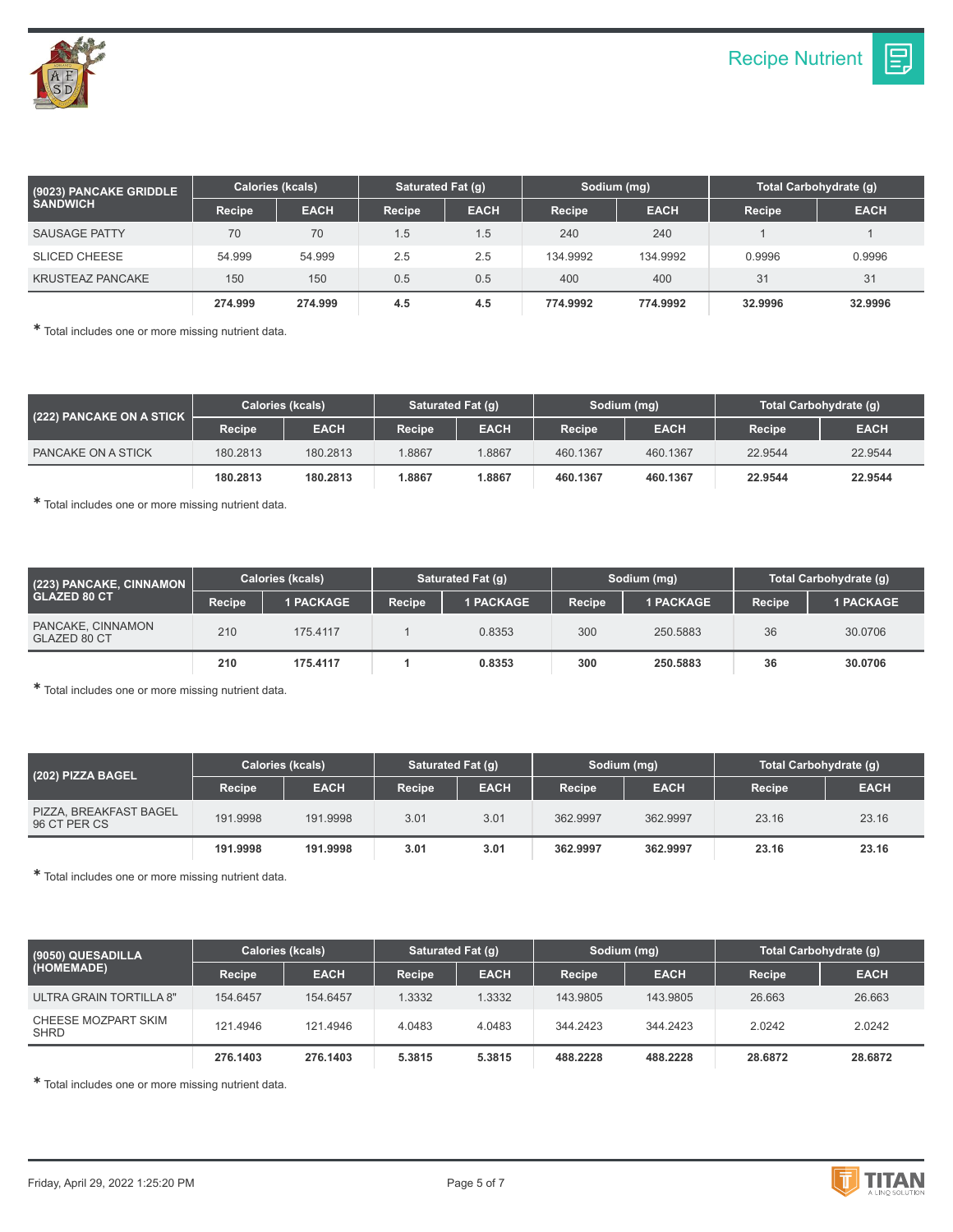## Recipe Nutrient

| (9023) PANCAKE GRIDDLE SANDWICH | Calories (kcals) | | Saturated Fat (g) | | Sodium (mg) | | Total Carbohydrate (g) | |
|---|---|---|---|---|---|---|---|---|
| | Recipe | EACH | Recipe | EACH | Recipe | EACH | Recipe | EACH |
| SAUSAGE PATTY | 70 | 70 | 1.5 | 1.5 | 240 | 240 | 1 | 1 |
| SLICED CHEESE | 54.999 | 54.999 | 2.5 | 2.5 | 134.9992 | 134.9992 | 0.9996 | 0.9996 |
| KRUSTEAZ PANCAKE | 150 | 150 | 0.5 | 0.5 | 400 | 400 | 31 | 31 |
| | **274.999** | **274.999** | **4.5** | **4.5** | **774.9992** | **774.9992** | **32.9996** | **32.9996** |

* Total includes one or more missing nutrient data.

| (222) PANCAKE ON A STICK | Calories (kcals) | | Saturated Fat (g) | | Sodium (mg) | | Total Carbohydrate (g) | |
|---|---|---|---|---|---|---|---|---|
| | Recipe | EACH | Recipe | EACH | Recipe | EACH | Recipe | EACH |
| PANCAKE ON A STICK | 180.2813 | 180.2813 | 1.8867 | 1.8867 | 460.1367 | 460.1367 | 22.9544 | 22.9544 |
| | **180.2813** | **180.2813** | **1.8867** | **1.8867** | **460.1367** | **460.1367** | **22.9544** | **22.9544** |

* Total includes one or more missing nutrient data.

| (223) PANCAKE, CINNAMON GLAZED 80 CT | Calories (kcals) | | Saturated Fat (g) | | Sodium (mg) | | Total Carbohydrate (g) | |
|---|---|---|---|---|---|---|---|---|
| | Recipe | 1 PACKAGE | Recipe | 1 PACKAGE | Recipe | 1 PACKAGE | Recipe | 1 PACKAGE |
| PANCAKE, CINNAMON GLAZED 80 CT | 210 | 175.4117 | 1 | 0.8353 | 300 | 250.5883 | 36 | 30.0706 |
| | **210** | **175.4117** | **1** | **0.8353** | **300** | **250.5883** | **36** | **30.0706** |

* Total includes one or more missing nutrient data.

| (202) PIZZA BAGEL | Calories (kcals) | | Saturated Fat (g) | | Sodium (mg) | | Total Carbohydrate (g) | |
|---|---|---|---|---|---|---|---|---|
| | Recipe | EACH | Recipe | EACH | Recipe | EACH | Recipe | EACH |
| PIZZA, BREAKFAST BAGEL 96 CT PER CS | 191.9998 | 191.9998 | 3.01 | 3.01 | 362.9997 | 362.9997 | 23.16 | 23.16 |
| | **191.9998** | **191.9998** | **3.01** | **3.01** | **362.9997** | **362.9997** | **23.16** | **23.16** |

* Total includes one or more missing nutrient data.

| (9050) QUESADILLA (HOMEMADE) | Calories (kcals) | | Saturated Fat (g) | | Sodium (mg) | | Total Carbohydrate (g) | |
|---|---|---|---|---|---|---|---|---|
| | Recipe | EACH | Recipe | EACH | Recipe | EACH | Recipe | EACH |
| ULTRA GRAIN TORTILLA 8" | 154.6457 | 154.6457 | 1.3332 | 1.3332 | 143.9805 | 143.9805 | 26.663 | 26.663 |
| CHEESE MOZPART SKIM SHRD | 121.4946 | 121.4946 | 4.0483 | 4.0483 | 344.2423 | 344.2423 | 2.0242 | 2.0242 |
| | **276.1403** | **276.1403** | **5.3815** | **5.3815** | **488.2228** | **488.2228** | **28.6872** | **28.6872** |

* Total includes one or more missing nutrient data.

Friday, April 29, 2022 1:25:20 PM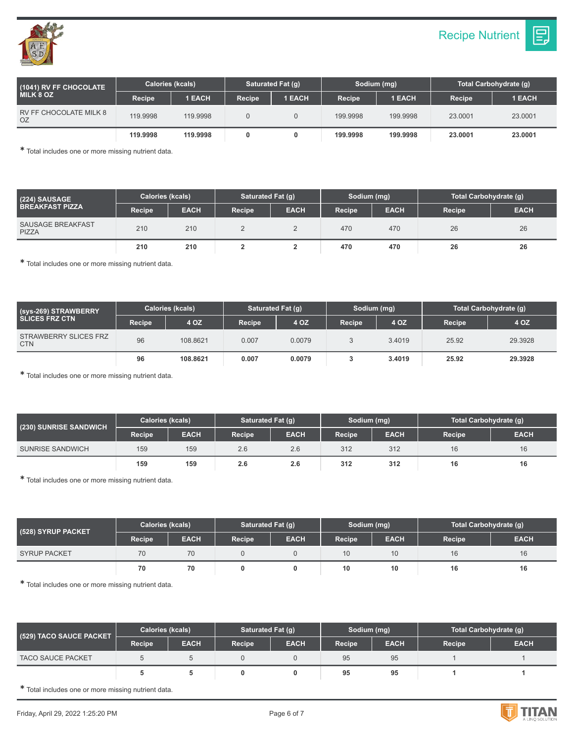Recipe Nutrient

| (1041) RV FF CHOCOLATE MILK 8 OZ | Calories (kcals) | | Saturated Fat (g) | | Sodium (mg) | | Total Carbohydrate (g) | |
|---|---|---|---|---|---|---|---|---|
| | Recipe | 1 EACH | Recipe | 1 EACH | Recipe | 1 EACH | Recipe | 1 EACH |
| RV FF CHOCOLATE MILK 8 OZ | 119.9998 | 119.9998 | 0 | 0 | 199.9998 | 199.9998 | 23.0001 | 23.0001 |
| | **119.9998** | **119.9998** | **0** | **0** | **199.9998** | **199.9998** | **23.0001** | **23.0001** |

* Total includes one or more missing nutrient data.

| (224) SAUSAGE BREAKFAST PIZZA | Calories (kcals) | | Saturated Fat (g) | | Sodium (mg) | | Total Carbohydrate (g) | |
|---|---|---|---|---|---|---|---|---|
| | Recipe | EACH | Recipe | EACH | Recipe | EACH | Recipe | EACH |
| SAUSAGE BREAKFAST PIZZA | 210 | 210 | 2 | 2 | 470 | 470 | 26 | 26 |
| | **210** | **210** | **2** | **2** | **470** | **470** | **26** | **26** |

* Total includes one or more missing nutrient data.

| (sys-269) STRAWBERRY SLICES FRZ CTN | Calories (kcals) | | Saturated Fat (g) | | Sodium (mg) | | Total Carbohydrate (g) | |
|---|---|---|---|---|---|---|---|---|
| | Recipe | 4 OZ | Recipe | 4 OZ | Recipe | 4 OZ | Recipe | 4 OZ |
| STRAWBERRY SLICES FRZ CTN | 96 | 108.8621 | 0.007 | 0.0079 | 3 | 3.4019 | 25.92 | 29.3928 |
| | **96** | **108.8621** | **0.007** | **0.0079** | **3** | **3.4019** | **25.92** | **29.3928** |

* Total includes one or more missing nutrient data.

| (230) SUNRISE SANDWICH | Calories (kcals) | | Saturated Fat (g) | | Sodium (mg) | | Total Carbohydrate (g) | |
|---|---|---|---|---|---|---|---|---|
| | Recipe | EACH | Recipe | EACH | Recipe | EACH | Recipe | EACH |
| SUNRISE SANDWICH | 159 | 159 | 2.6 | 2.6 | 312 | 312 | 16 | 16 |
| | **159** | **159** | **2.6** | **2.6** | **312** | **312** | **16** | **16** |

* Total includes one or more missing nutrient data.

| (528) SYRUP PACKET | Calories (kcals) | | Saturated Fat (g) | | Sodium (mg) | | Total Carbohydrate (g) | |
|---|---|---|---|---|---|---|---|---|
| | Recipe | EACH | Recipe | EACH | Recipe | EACH | Recipe | EACH |
| SYRUP PACKET | 70 | 70 | 0 | 0 | 10 | 10 | 16 | 16 |
| | **70** | **70** | **0** | **0** | **10** | **10** | **16** | **16** |

* Total includes one or more missing nutrient data.

| (529) TACO SAUCE PACKET | Calories (kcals) | | Saturated Fat (g) | | Sodium (mg) | | Total Carbohydrate (g) | |
|---|---|---|---|---|---|---|---|---|
| | Recipe | EACH | Recipe | EACH | Recipe | EACH | Recipe | EACH |
| TACO SAUCE PACKET | 5 | 5 | 0 | 0 | 95 | 95 | 1 | 1 |
| | **5** | **5** | **0** | **0** | **95** | **95** | **1** | **1** |

* Total includes one or more missing nutrient data.

Friday, April 29, 2022 1:25:20 PM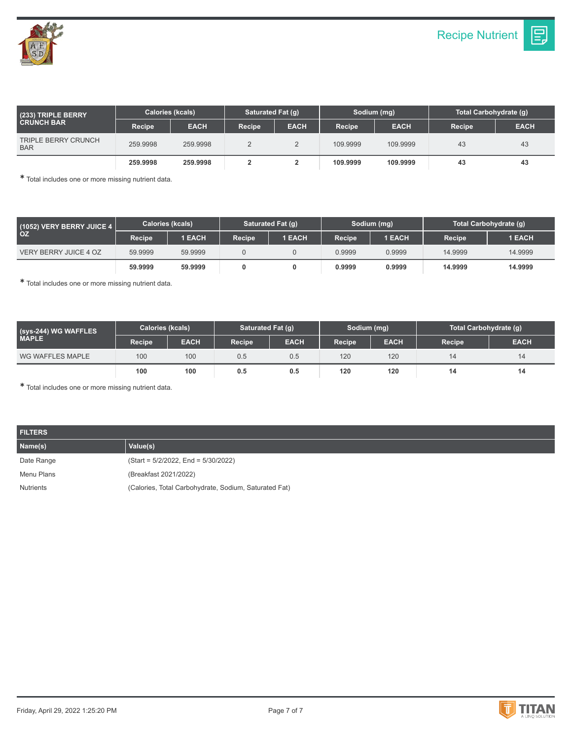Recipe Nutrient

| (233) TRIPLE BERRY CRUNCH BAR | Calories (kcals) | | Saturated Fat (g) | | Sodium (mg) | | Total Carbohydrate (g) | |
|---|---|---|---|---|---|---|---|---|
| | Recipe | EACH | Recipe | EACH | Recipe | EACH | Recipe | EACH |
| TRIPLE BERRY CRUNCH BAR | 259.9998 | 259.9998 | 2 | 2 | 109.9999 | 109.9999 | 43 | 43 |
| | **259.9998** | **259.9998** | **2** | **2** | **109.9999** | **109.9999** | **43** | **43** |

* Total includes one or more missing nutrient data.

| (1052) VERY BERRY JUICE 4 OZ | Calories (kcals) | | Saturated Fat (g) | | Sodium (mg) | | Total Carbohydrate (g) | |
|---|---|---|---|---|---|---|---|---|
| | Recipe | 1 EACH | Recipe | 1 EACH | Recipe | 1 EACH | Recipe | 1 EACH |
| VERY BERRY JUICE 4 OZ | 59.9999 | 59.9999 | 0 | 0 | 0.9999 | 0.9999 | 14.9999 | 14.9999 |
| | **59.9999** | **59.9999** | **0** | **0** | **0.9999** | **0.9999** | **14.9999** | **14.9999** |

* Total includes one or more missing nutrient data.

| (sys-244) WG WAFFLES MAPLE | Calories (kcals) | | Saturated Fat (g) | | Sodium (mg) | | Total Carbohydrate (g) | |
|---|---|---|---|---|---|---|---|---|
| | Recipe | EACH | Recipe | EACH | Recipe | EACH | Recipe | EACH |
| WG WAFFLES MAPLE | 100 | 100 | 0.5 | 0.5 | 120 | 120 | 14 | 14 |
| | **100** | **100** | **0.5** | **0.5** | **120** | **120** | **14** | **14** |

* Total includes one or more missing nutrient data.

| FILTERS | |
|---|---|
| **Name(s)** | **Value(s)** |
| Date Range | (Start = 5/2/2022, End = 5/30/2022) |
| Menu Plans | (Breakfast 2021/2022) |
| Nutrients | (Calories, Total Carbohydrate, Sodium, Saturated Fat) |

Friday, April 29, 2022 1:25:20 PM